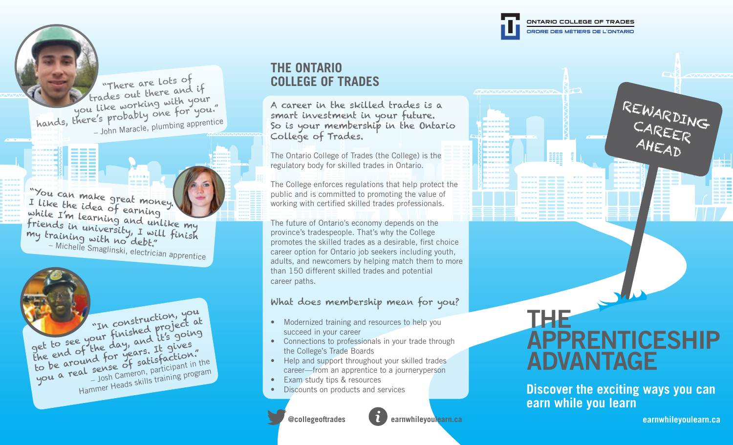"There are lots of trades out there and if you like working with your hands, there's probably one for you."
– John Maracle, plumbing apprentice

"You can make great money. I like the idea of earning while I'm learning and unlike my friends in university, I will finish my training with no debt."
– Michelle Smaglinski, electrician apprentice

"In construction, you get to see your finished project at the end of the day, and it's going to be around for years. It gives you a real sense of satisfaction."
– Josh Cameron, participant in the Hammer Heads skills training program

## THE ONTARIO COLLEGE OF TRADES

A career in the skilled trades is a smart investment in your future. So is your membership in the Ontario College of Trades.

The Ontario College of Trades (the College) is the regulatory body for skilled trades in Ontario.

The College enforces regulations that help protect the public and is committed to promoting the value of working with certified skilled trades professionals.

The future of Ontario's economy depends on the province's tradespeople. That's why the College promotes the skilled trades as a desirable, first choice career option for Ontario job seekers including youth, adults, and newcomers by helping match them to more than 150 different skilled trades and potential career paths.

### What does membership mean for you?

- Modernized training and resources to help you succeed in your career
- Connections to professionals in your trade through the College's Trade Boards
- Help and support throughout your skilled trades career—from an apprentice to a journeyperson
- Exam study tips & resources
- Discounts on products and services

@collegeoftrades

earnwhileyoulearn.ca

ONTARIO COLLEGE OF TRADES
ORDRE DES MÉTIERS DE L'ONTARIO

REWARDING CAREER AHEAD

# THE APPRENTICESHIP ADVANTAGE

**Discover the exciting ways you can earn while you learn**

earnwhileyoulearn.ca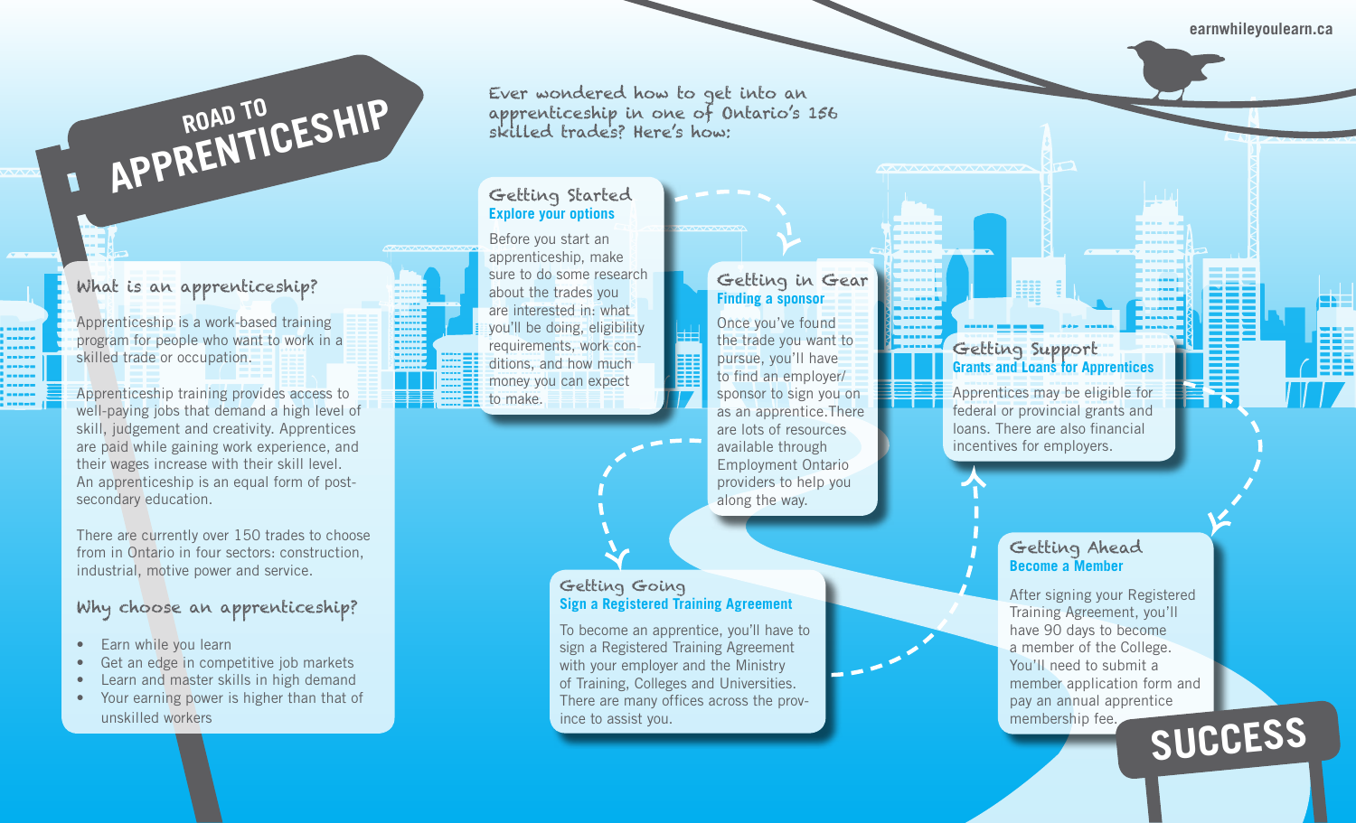# ROAD TO APPRENTICESHIP

earnwhileyoulearn.ca

Ever wondered how to get into an apprenticeship in one of Ontario's 156 skilled trades? Here's how:

## What is an apprenticeship?

Apprenticeship is a work-based training program for people who want to work in a skilled trade or occupation.

Apprenticeship training provides access to well-paying jobs that demand a high level of skill, judgement and creativity. Apprentices are paid while gaining work experience, and their wages increase with their skill level. An apprenticeship is an equal form of post-secondary education.

There are currently over 150 trades to choose from in Ontario in four sectors: construction, industrial, motive power and service.

## Why choose an apprenticeship?

- Earn while you learn
- Get an edge in competitive job markets
- Learn and master skills in high demand
- Your earning power is higher than that of unskilled workers

## Getting Started

**Explore your options**

Before you start an apprenticeship, make sure to do some research about the trades you are interested in: what you'll be doing, eligibility requirements, work conditions, and how much money you can expect to make.

## Getting in Gear

**Finding a sponsor**

Once you've found the trade you want to pursue, you'll have to find an employer/sponsor to sign you on as an apprentice. There are lots of resources available through Employment Ontario providers to help you along the way.

## Getting Going

**Sign a Registered Training Agreement**

To become an apprentice, you'll have to sign a Registered Training Agreement with your employer and the Ministry of Training, Colleges and Universities. There are many offices across the province to assist you.

## Getting Support

**Grants and Loans for Apprentices**

Apprentices may be eligible for federal or provincial grants and loans. There are also financial incentives for employers.

## Getting Ahead

**Become a Member**

After signing your Registered Training Agreement, you'll have 90 days to become a member of the College. You'll need to submit a member application form and pay an annual apprentice membership fee.

SUCCESS